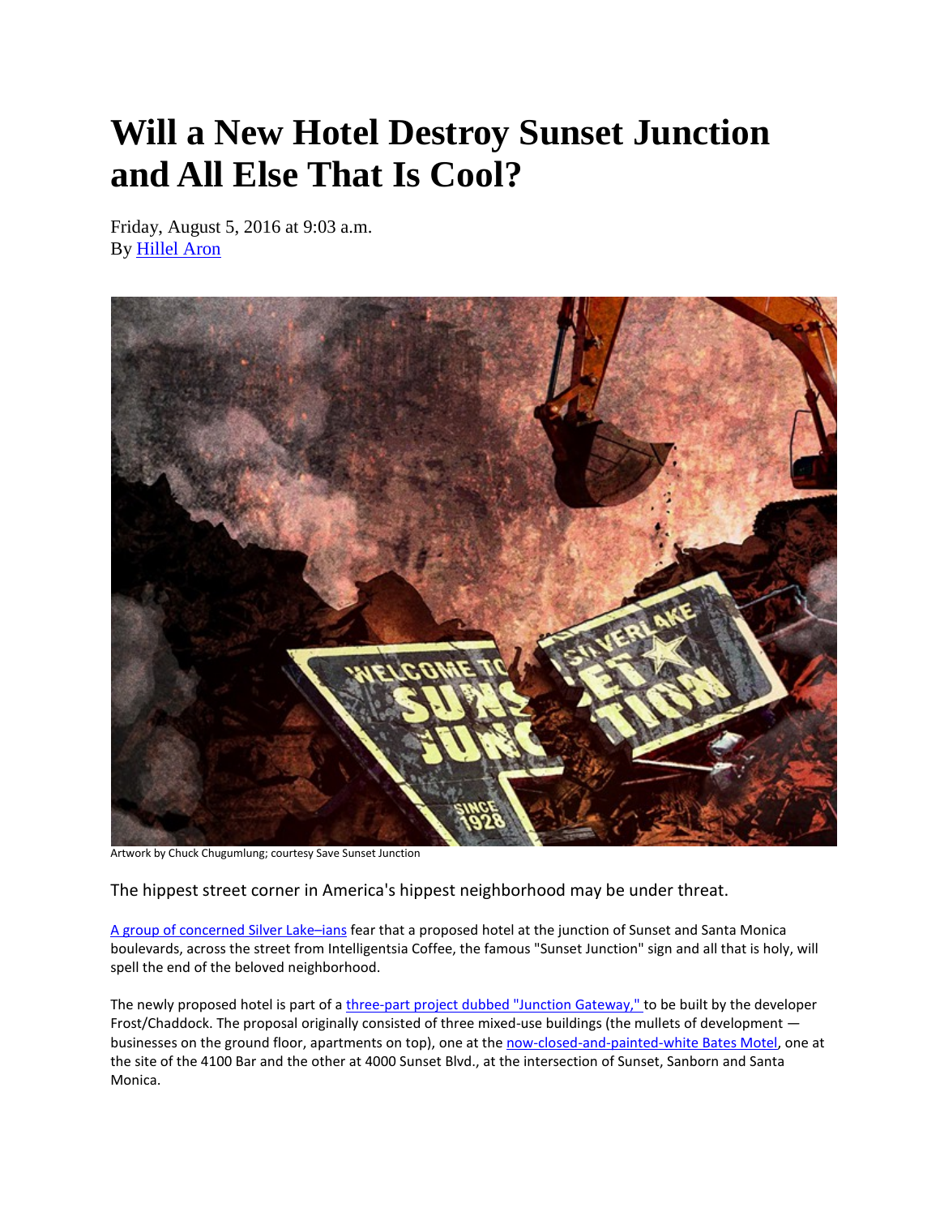# Will a New Hotel Destroy Sunset Junction and All Else That Is Cool?

Friday, August 5, 2016 at 9:03 a.m.
By Hillel Aron

Artwork by Chuck Chugumlung; courtesy Save Sunset Junction

The hippest street corner in America's hippest neighborhood may be under threat.

A group of concerned Silver Lake–ians fear that a proposed hotel at the junction of Sunset and Santa Monica boulevards, across the street from Intelligentsia Coffee, the famous "Sunset Junction" sign and all that is holy, will spell the end of the beloved neighborhood.

The newly proposed hotel is part of a three-part project dubbed "Junction Gateway," to be built by the developer Frost/Chaddock. The proposal originally consisted of three mixed-use buildings (the mullets of development — businesses on the ground floor, apartments on top), one at the now-closed-and-painted-white Bates Motel, one at the site of the 4100 Bar and the other at 4000 Sunset Blvd., at the intersection of Sunset, Sanborn and Santa Monica.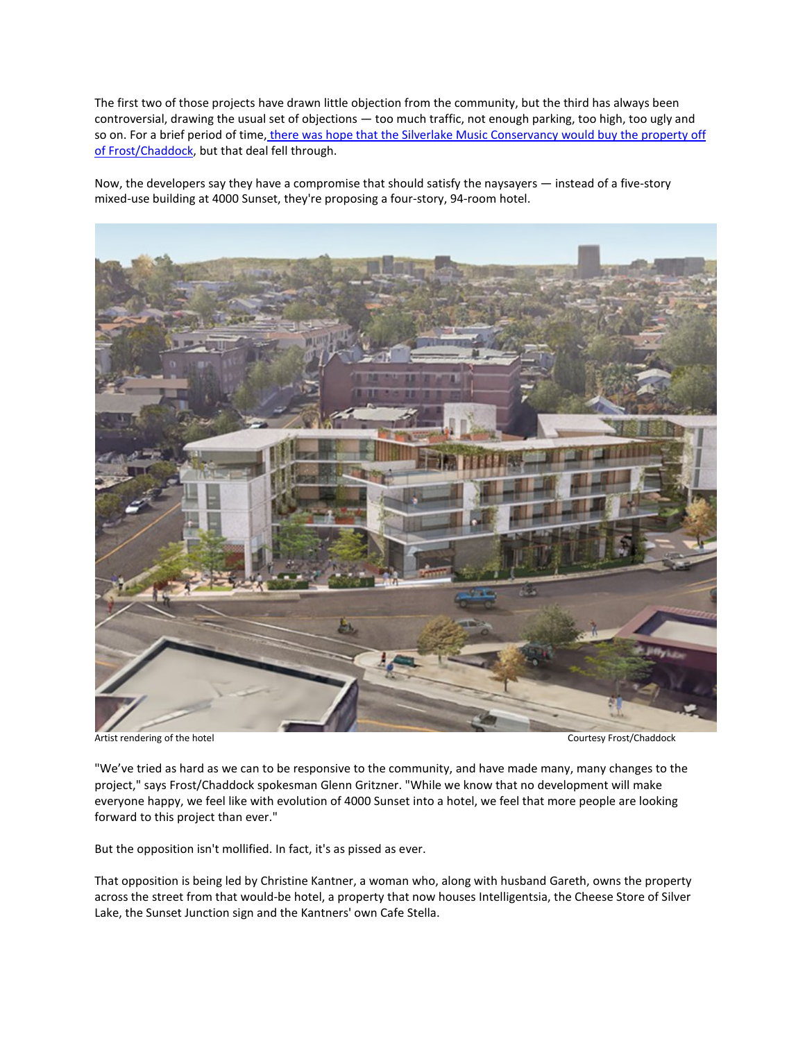The first two of those projects have drawn little objection from the community, but the third has always been controversial, drawing the usual set of objections — too much traffic, not enough parking, too high, too ugly and so on. For a brief period of time, [there was hope that the Silverlake Music Conservancy would buy the property off of Frost/Chaddock](), but that deal fell through.

Now, the developers say they have a compromise that should satisfy the naysayers — instead of a five-story mixed-use building at 4000 Sunset, they're proposing a four-story, 94-room hotel.

Artist rendering of the hotel — Courtesy Frost/Chaddock

"We've tried as hard as we can to be responsive to the community, and have made many, many changes to the project," says Frost/Chaddock spokesman Glenn Gritzner. "While we know that no development will make everyone happy, we feel like with evolution of 4000 Sunset into a hotel, we feel that more people are looking forward to this project than ever."

But the opposition isn't mollified. In fact, it's as pissed as ever.

That opposition is being led by Christine Kantner, a woman who, along with husband Gareth, owns the property across the street from that would-be hotel, a property that now houses Intelligentsia, the Cheese Store of Silver Lake, the Sunset Junction sign and the Kantners' own Cafe Stella.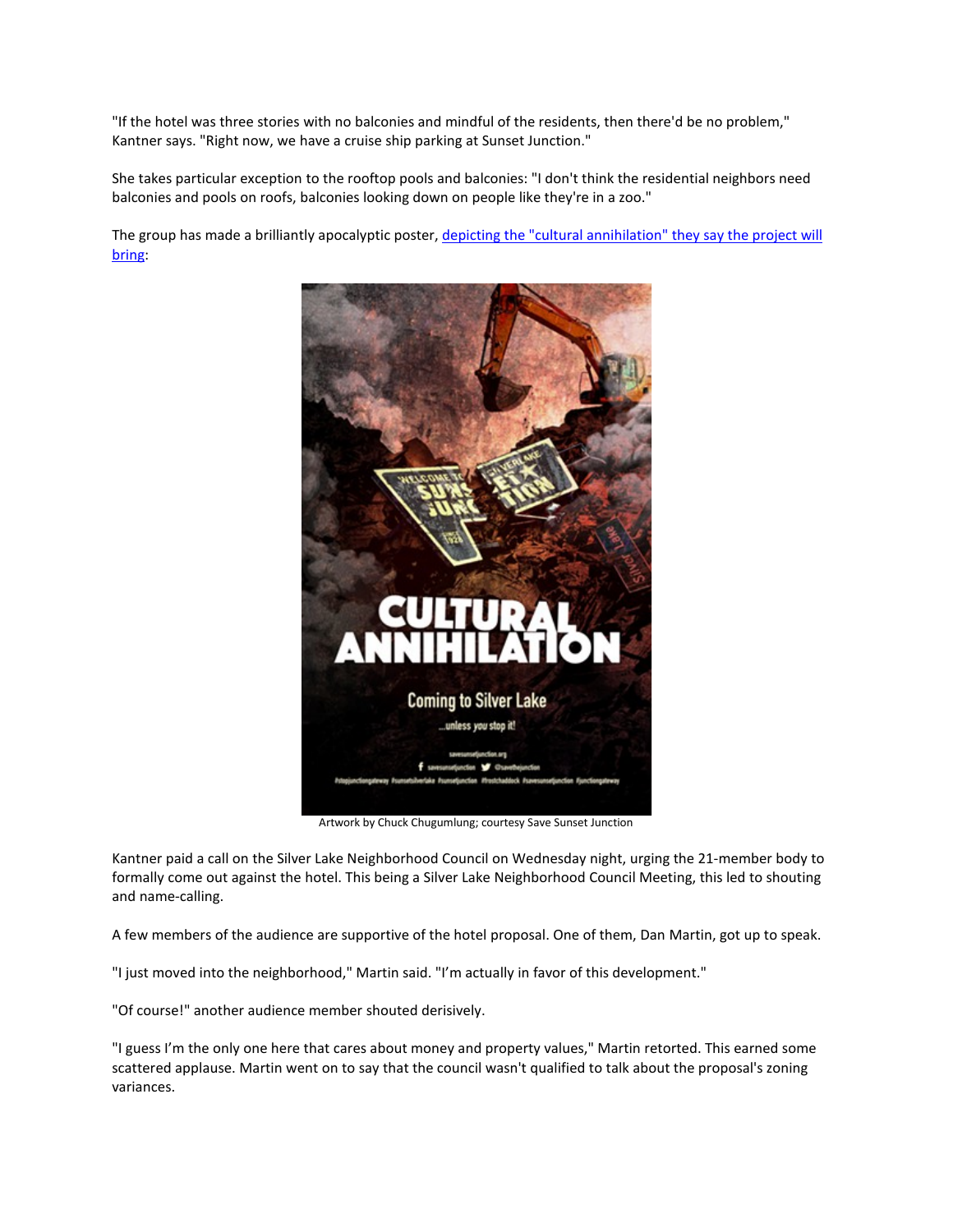"If the hotel was three stories with no balconies and mindful of the residents, then there'd be no problem," Kantner says. "Right now, we have a cruise ship parking at Sunset Junction."

She takes particular exception to the rooftop pools and balconies: "I don't think the residential neighbors need balconies and pools on roofs, balconies looking down on people like they're in a zoo."

The group has made a brilliantly apocalyptic poster, [depicting the "cultural annihilation" they say the project will bring]:

Artwork by Chuck Chugumlung; courtesy Save Sunset Junction

Kantner paid a call on the Silver Lake Neighborhood Council on Wednesday night, urging the 21-member body to formally come out against the hotel. This being a Silver Lake Neighborhood Council Meeting, this led to shouting and name-calling.

A few members of the audience are supportive of the hotel proposal. One of them, Dan Martin, got up to speak.

"I just moved into the neighborhood," Martin said. "I'm actually in favor of this development."

"Of course!" another audience member shouted derisively.

"I guess I'm the only one here that cares about money and property values," Martin retorted. This earned some scattered applause. Martin went on to say that the council wasn't qualified to talk about the proposal's zoning variances.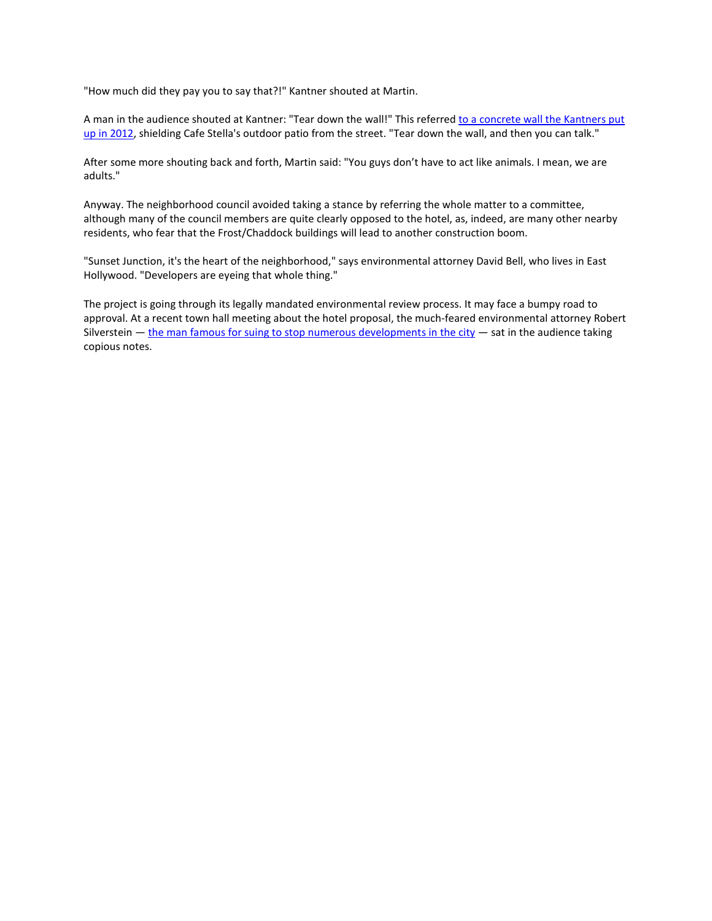"How much did they pay you to say that?!" Kantner shouted at Martin.

A man in the audience shouted at Kantner: "Tear down the wall!" This referred to a concrete wall the Kantners put up in 2012, shielding Cafe Stella's outdoor patio from the street. "Tear down the wall, and then you can talk."

After some more shouting back and forth, Martin said: "You guys don't have to act like animals. I mean, we are adults."

Anyway. The neighborhood council avoided taking a stance by referring the whole matter to a committee, although many of the council members are quite clearly opposed to the hotel, as, indeed, are many other nearby residents, who fear that the Frost/Chaddock buildings will lead to another construction boom.

"Sunset Junction, it's the heart of the neighborhood," says environmental attorney David Bell, who lives in East Hollywood. "Developers are eyeing that whole thing."

The project is going through its legally mandated environmental review process. It may face a bumpy road to approval. At a recent town hall meeting about the hotel proposal, the much-feared environmental attorney Robert Silverstein — the man famous for suing to stop numerous developments in the city — sat in the audience taking copious notes.